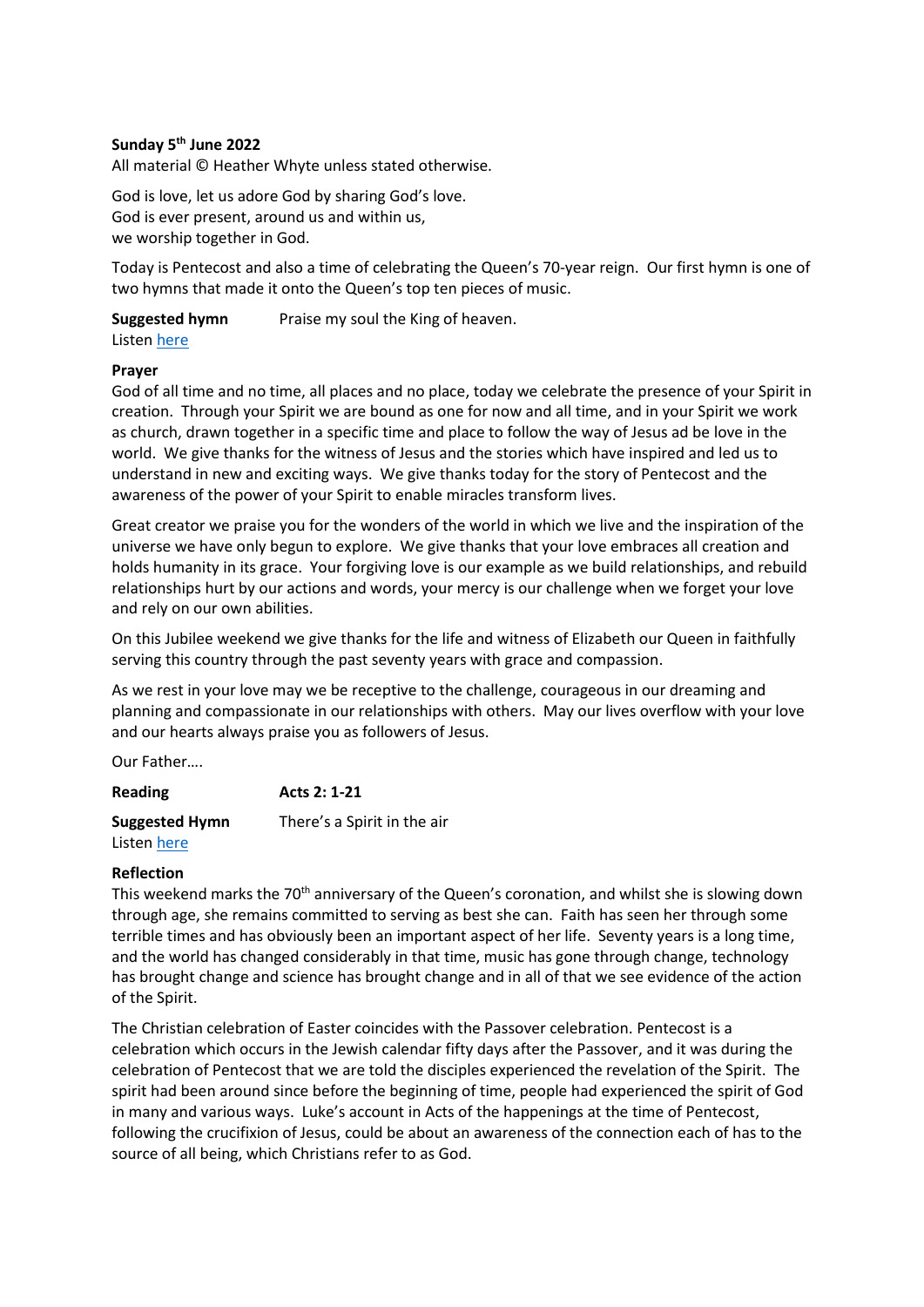**Sunday 5th June 2022**
All material © Heather Whyte unless stated otherwise.

God is love, let us adore God by sharing God's love.
God is ever present, around us and within us,
we worship together in God.

Today is Pentecost and also a time of celebrating the Queen's 70-year reign. Our first hymn is one of two hymns that made it onto the Queen's top ten pieces of music.

**Suggested hymn** Praise my soul the King of heaven.
Listen here

**Prayer**
God of all time and no time, all places and no place, today we celebrate the presence of your Spirit in creation. Through your Spirit we are bound as one for now and all time, and in your Spirit we work as church, drawn together in a specific time and place to follow the way of Jesus ad be love in the world. We give thanks for the witness of Jesus and the stories which have inspired and led us to understand in new and exciting ways. We give thanks today for the story of Pentecost and the awareness of the power of your Spirit to enable miracles transform lives.

Great creator we praise you for the wonders of the world in which we live and the inspiration of the universe we have only begun to explore. We give thanks that your love embraces all creation and holds humanity in its grace. Your forgiving love is our example as we build relationships, and rebuild relationships hurt by our actions and words, your mercy is our challenge when we forget your love and rely on our own abilities.

On this Jubilee weekend we give thanks for the life and witness of Elizabeth our Queen in faithfully serving this country through the past seventy years with grace and compassion.

As we rest in your love may we be receptive to the challenge, courageous in our dreaming and planning and compassionate in our relationships with others. May our lives overflow with your love and our hearts always praise you as followers of Jesus.

Our Father….

**Reading** **Acts 2: 1-21**

**Suggested Hymn** There's a Spirit in the air
Listen here

**Reflection**
This weekend marks the 70th anniversary of the Queen's coronation, and whilst she is slowing down through age, she remains committed to serving as best she can. Faith has seen her through some terrible times and has obviously been an important aspect of her life. Seventy years is a long time, and the world has changed considerably in that time, music has gone through change, technology has brought change and science has brought change and in all of that we see evidence of the action of the Spirit.

The Christian celebration of Easter coincides with the Passover celebration. Pentecost is a celebration which occurs in the Jewish calendar fifty days after the Passover, and it was during the celebration of Pentecost that we are told the disciples experienced the revelation of the Spirit. The spirit had been around since before the beginning of time, people had experienced the spirit of God in many and various ways. Luke's account in Acts of the happenings at the time of Pentecost, following the crucifixion of Jesus, could be about an awareness of the connection each of has to the source of all being, which Christians refer to as God.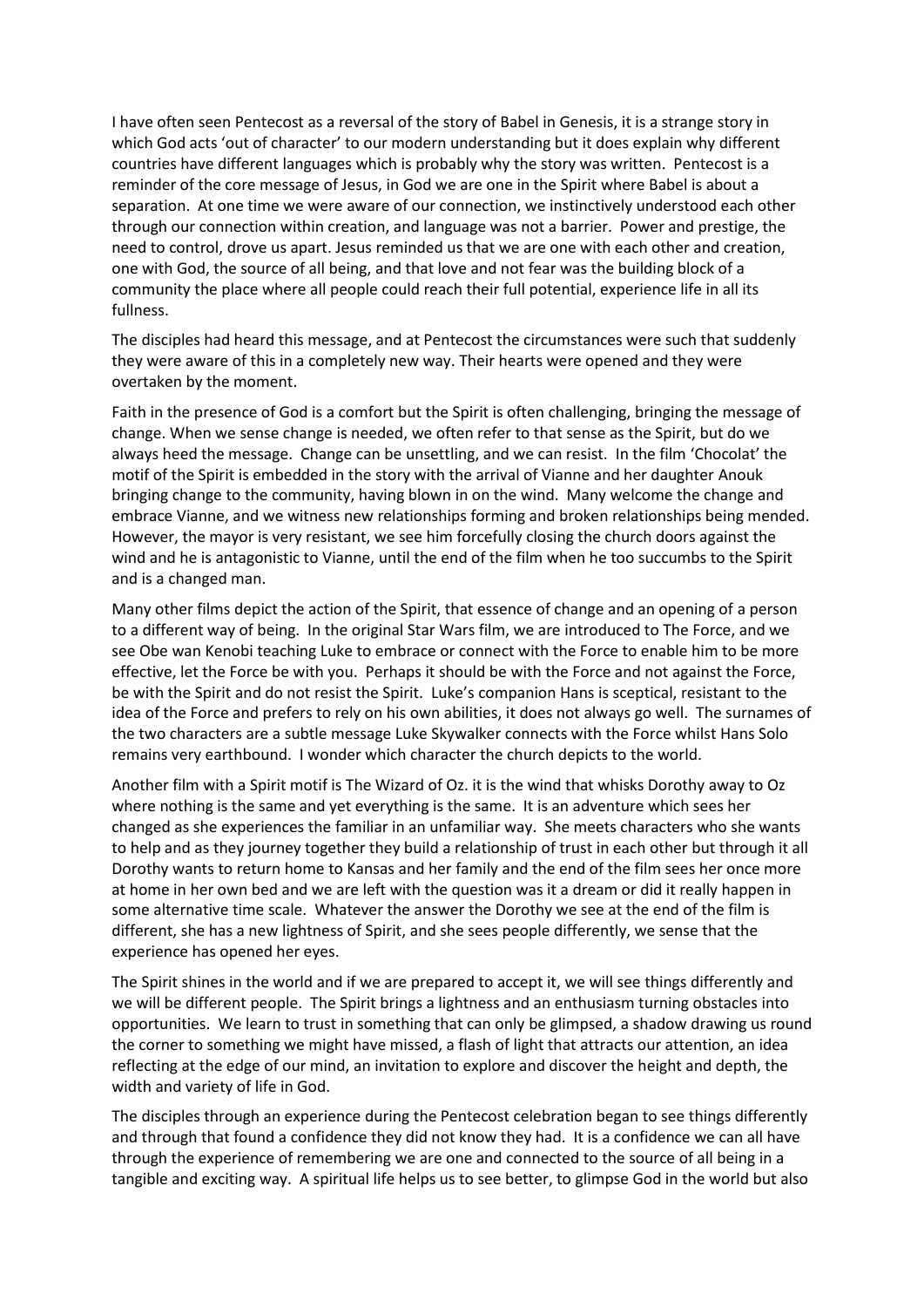I have often seen Pentecost as a reversal of the story of Babel in Genesis, it is a strange story in which God acts 'out of character' to our modern understanding but it does explain why different countries have different languages which is probably why the story was written. Pentecost is a reminder of the core message of Jesus, in God we are one in the Spirit where Babel is about a separation. At one time we were aware of our connection, we instinctively understood each other through our connection within creation, and language was not a barrier. Power and prestige, the need to control, drove us apart. Jesus reminded us that we are one with each other and creation, one with God, the source of all being, and that love and not fear was the building block of a community the place where all people could reach their full potential, experience life in all its fullness.

The disciples had heard this message, and at Pentecost the circumstances were such that suddenly they were aware of this in a completely new way. Their hearts were opened and they were overtaken by the moment.

Faith in the presence of God is a comfort but the Spirit is often challenging, bringing the message of change. When we sense change is needed, we often refer to that sense as the Spirit, but do we always heed the message. Change can be unsettling, and we can resist. In the film 'Chocolat' the motif of the Spirit is embedded in the story with the arrival of Vianne and her daughter Anouk bringing change to the community, having blown in on the wind. Many welcome the change and embrace Vianne, and we witness new relationships forming and broken relationships being mended. However, the mayor is very resistant, we see him forcefully closing the church doors against the wind and he is antagonistic to Vianne, until the end of the film when he too succumbs to the Spirit and is a changed man.

Many other films depict the action of the Spirit, that essence of change and an opening of a person to a different way of being. In the original Star Wars film, we are introduced to The Force, and we see Obe wan Kenobi teaching Luke to embrace or connect with the Force to enable him to be more effective, let the Force be with you. Perhaps it should be with the Force and not against the Force, be with the Spirit and do not resist the Spirit. Luke's companion Hans is sceptical, resistant to the idea of the Force and prefers to rely on his own abilities, it does not always go well. The surnames of the two characters are a subtle message Luke Skywalker connects with the Force whilst Hans Solo remains very earthbound. I wonder which character the church depicts to the world.

Another film with a Spirit motif is The Wizard of Oz. it is the wind that whisks Dorothy away to Oz where nothing is the same and yet everything is the same. It is an adventure which sees her changed as she experiences the familiar in an unfamiliar way. She meets characters who she wants to help and as they journey together they build a relationship of trust in each other but through it all Dorothy wants to return home to Kansas and her family and the end of the film sees her once more at home in her own bed and we are left with the question was it a dream or did it really happen in some alternative time scale. Whatever the answer the Dorothy we see at the end of the film is different, she has a new lightness of Spirit, and she sees people differently, we sense that the experience has opened her eyes.

The Spirit shines in the world and if we are prepared to accept it, we will see things differently and we will be different people. The Spirit brings a lightness and an enthusiasm turning obstacles into opportunities. We learn to trust in something that can only be glimpsed, a shadow drawing us round the corner to something we might have missed, a flash of light that attracts our attention, an idea reflecting at the edge of our mind, an invitation to explore and discover the height and depth, the width and variety of life in God.

The disciples through an experience during the Pentecost celebration began to see things differently and through that found a confidence they did not know they had. It is a confidence we can all have through the experience of remembering we are one and connected to the source of all being in a tangible and exciting way. A spiritual life helps us to see better, to glimpse God in the world but also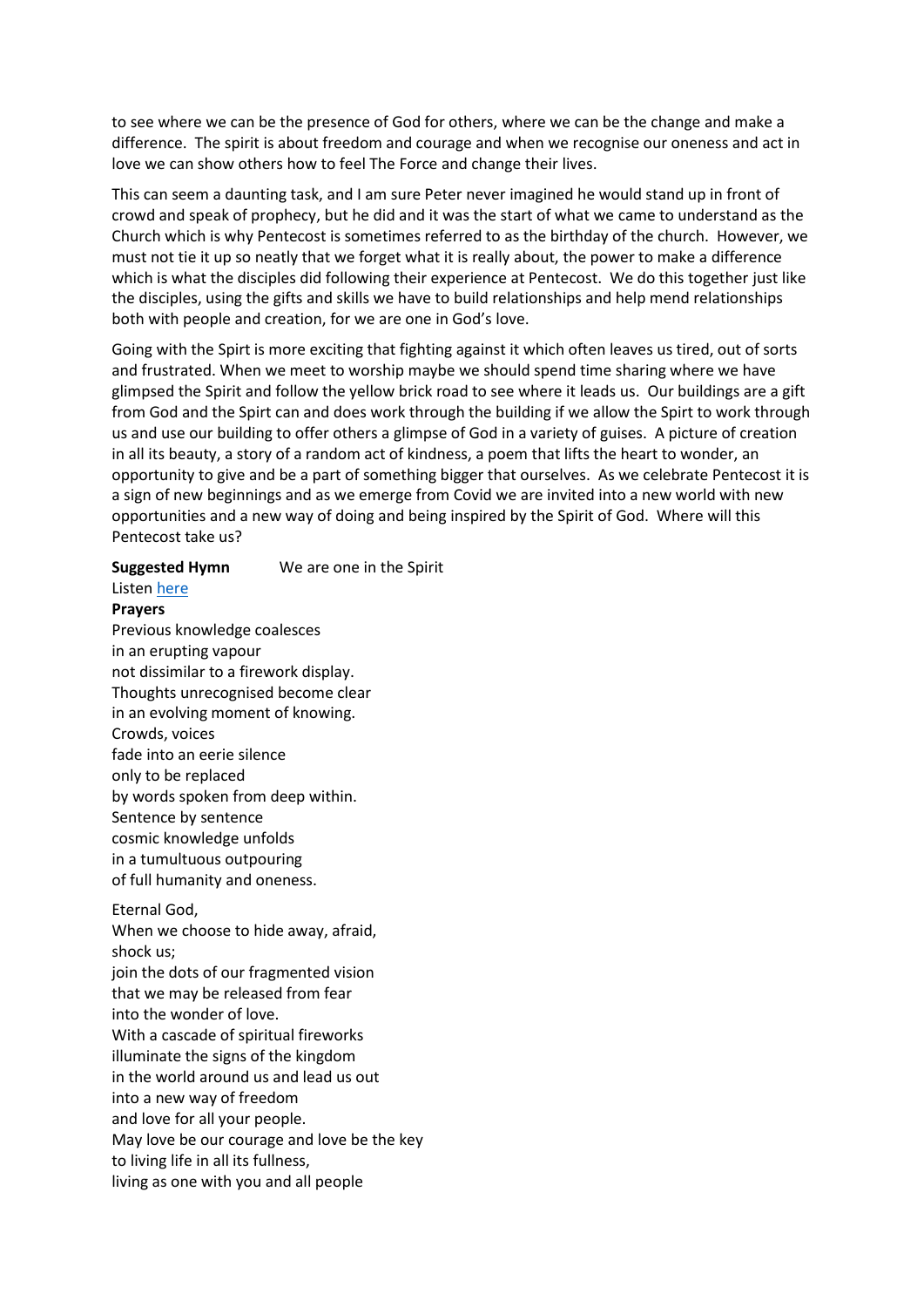to see where we can be the presence of God for others, where we can be the change and make a difference. The spirit is about freedom and courage and when we recognise our oneness and act in love we can show others how to feel The Force and change their lives.

This can seem a daunting task, and I am sure Peter never imagined he would stand up in front of crowd and speak of prophecy, but he did and it was the start of what we came to understand as the Church which is why Pentecost is sometimes referred to as the birthday of the church. However, we must not tie it up so neatly that we forget what it is really about, the power to make a difference which is what the disciples did following their experience at Pentecost. We do this together just like the disciples, using the gifts and skills we have to build relationships and help mend relationships both with people and creation, for we are one in God's love.

Going with the Spirt is more exciting that fighting against it which often leaves us tired, out of sorts and frustrated. When we meet to worship maybe we should spend time sharing where we have glimpsed the Spirit and follow the yellow brick road to see where it leads us. Our buildings are a gift from God and the Spirt can and does work through the building if we allow the Spirt to work through us and use our building to offer others a glimpse of God in a variety of guises. A picture of creation in all its beauty, a story of a random act of kindness, a poem that lifts the heart to wonder, an opportunity to give and be a part of something bigger that ourselves. As we celebrate Pentecost it is a sign of new beginnings and as we emerge from Covid we are invited into a new world with new opportunities and a new way of doing and being inspired by the Spirit of God. Where will this Pentecost take us?

**Suggested Hymn** We are one in the Spirit

Listen [here]

**Prayers**

Previous knowledge coalesces
in an erupting vapour
not dissimilar to a firework display.
Thoughts unrecognised become clear
in an evolving moment of knowing.
Crowds, voices
fade into an eerie silence
only to be replaced
by words spoken from deep within.
Sentence by sentence
cosmic knowledge unfolds
in a tumultuous outpouring
of full humanity and oneness.

Eternal God,
When we choose to hide away, afraid,
shock us;
join the dots of our fragmented vision
that we may be released from fear
into the wonder of love.
With a cascade of spiritual fireworks
illuminate the signs of the kingdom
in the world around us and lead us out
into a new way of freedom
and love for all your people.
May love be our courage and love be the key
to living life in all its fullness,
living as one with you and all people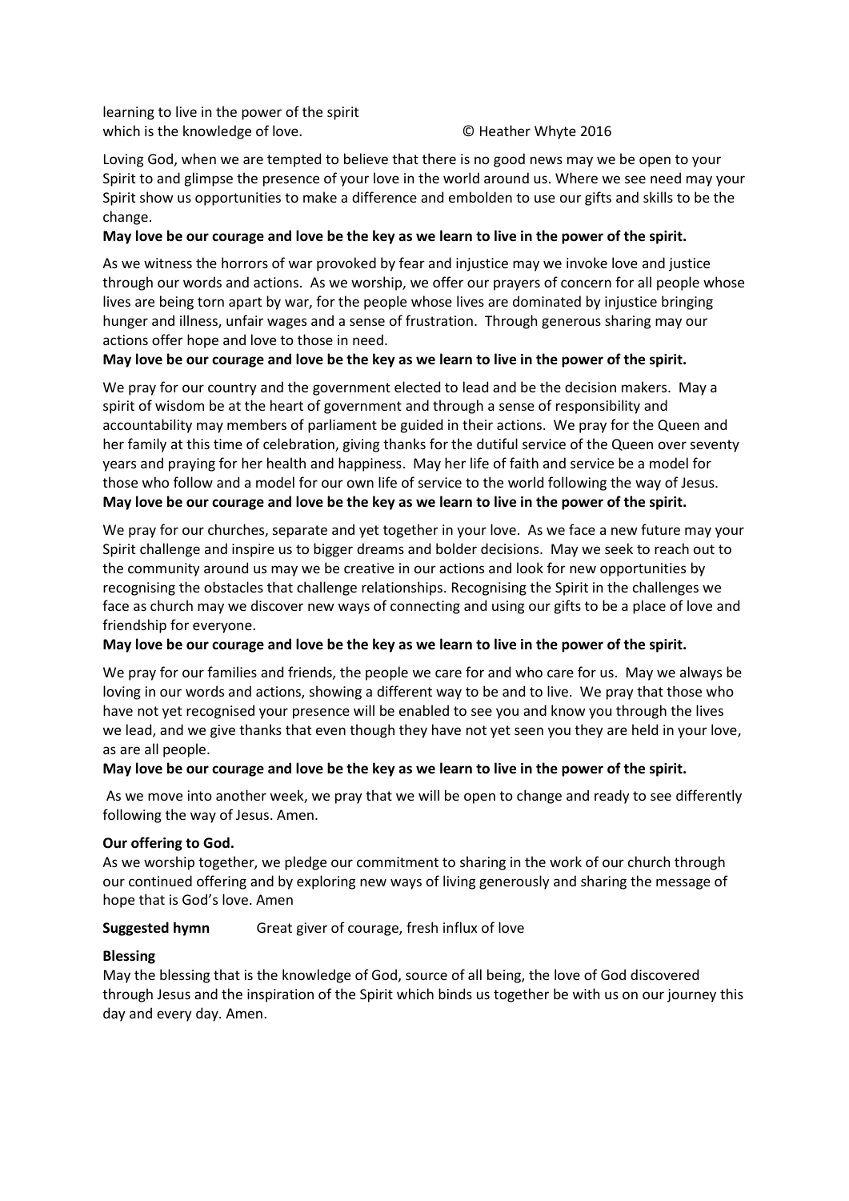learning to live in the power of the spirit
which is the knowledge of love. © Heather Whyte 2016

Loving God, when we are tempted to believe that there is no good news may we be open to your Spirit to and glimpse the presence of your love in the world around us. Where we see need may your Spirit show us opportunities to make a difference and embolden to use our gifts and skills to be the change.

**May love be our courage and love be the key as we learn to live in the power of the spirit.**

As we witness the horrors of war provoked by fear and injustice may we invoke love and justice through our words and actions. As we worship, we offer our prayers of concern for all people whose lives are being torn apart by war, for the people whose lives are dominated by injustice bringing hunger and illness, unfair wages and a sense of frustration. Through generous sharing may our actions offer hope and love to those in need.

**May love be our courage and love be the key as we learn to live in the power of the spirit.**

We pray for our country and the government elected to lead and be the decision makers. May a spirit of wisdom be at the heart of government and through a sense of responsibility and accountability may members of parliament be guided in their actions. We pray for the Queen and her family at this time of celebration, giving thanks for the dutiful service of the Queen over seventy years and praying for her health and happiness. May her life of faith and service be a model for those who follow and a model for our own life of service to the world following the way of Jesus.

**May love be our courage and love be the key as we learn to live in the power of the spirit.**

We pray for our churches, separate and yet together in your love. As we face a new future may your Spirit challenge and inspire us to bigger dreams and bolder decisions. May we seek to reach out to the community around us may we be creative in our actions and look for new opportunities by recognising the obstacles that challenge relationships. Recognising the Spirit in the challenges we face as church may we discover new ways of connecting and using our gifts to be a place of love and friendship for everyone.

**May love be our courage and love be the key as we learn to live in the power of the spirit.**

We pray for our families and friends, the people we care for and who care for us. May we always be loving in our words and actions, showing a different way to be and to live. We pray that those who have not yet recognised your presence will be enabled to see you and know you through the lives we lead, and we give thanks that even though they have not yet seen you they are held in your love, as are all people.

**May love be our courage and love be the key as we learn to live in the power of the spirit.**

As we move into another week, we pray that we will be open to change and ready to see differently following the way of Jesus. Amen.

**Our offering to God.**

As we worship together, we pledge our commitment to sharing in the work of our church through our continued offering and by exploring new ways of living generously and sharing the message of hope that is God's love. Amen

**Suggested hymn** Great giver of courage, fresh influx of love

**Blessing**

May the blessing that is the knowledge of God, source of all being, the love of God discovered through Jesus and the inspiration of the Spirit which binds us together be with us on our journey this day and every day. Amen.